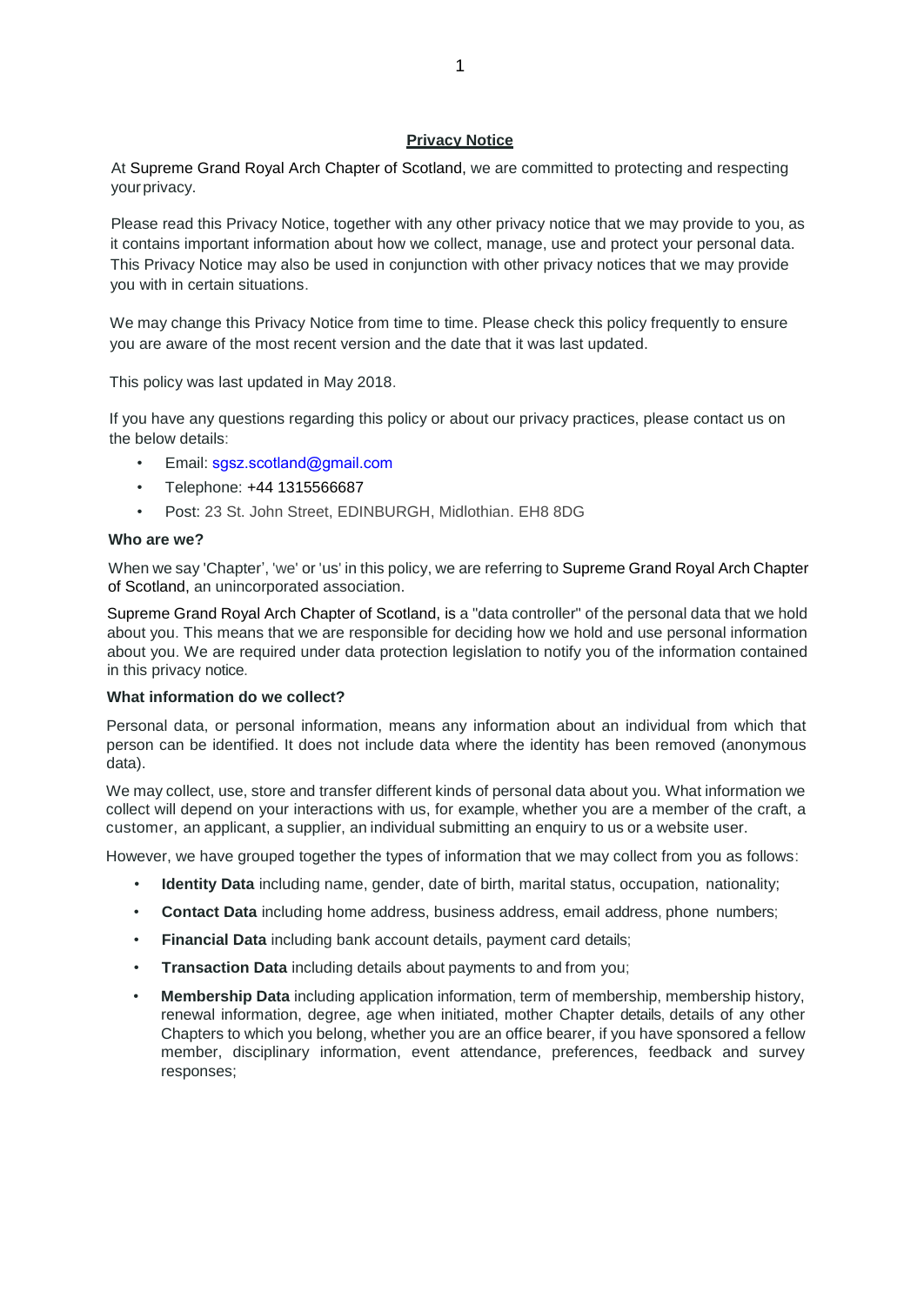# Privacy Notice

At Supreme Grand Royal Arch Chapter of Scotland, we are committed to protecting and respecting your privacy.

Please read this Privacy Notice, together with any other privacy notice that we may provide to you, as it contains important information about how we collect, manage, use and protect your personal data. This Privacy Notice may also be used in conjunction with other privacy notices that we may provide you with in certain situations.

We may change this Privacy Notice from time to time. Please check this policy frequently to ensure you are aware of the most recent version and the date that it was last updated.

This policy was last updated in May 2018.

If you have any questions regarding this policy or about our privacy practices, please contact us on the below details:

- Email: sgsz.scotland@gmail.com
- Telephone: +44 1315566687
- Post: 23 St. John Street, EDINBURGH, Midlothian. EH8 8DG

**Who are we?**

When we say 'Chapter', 'we' or 'us' in this policy, we are referring to Supreme Grand Royal Arch Chapter of Scotland, an unincorporated association.

Supreme Grand Royal Arch Chapter of Scotland, is a "data controller" of the personal data that we hold about you. This means that we are responsible for deciding how we hold and use personal information about you. We are required under data protection legislation to notify you of the information contained in this privacy notice.

**What information do we collect?**

Personal data, or personal information, means any information about an individual from which that person can be identified. It does not include data where the identity has been removed (anonymous data).

We may collect, use, store and transfer different kinds of personal data about you. What information we collect will depend on your interactions with us, for example, whether you are a member of the craft, a customer, an applicant, a supplier, an individual submitting an enquiry to us or a website user.

However, we have grouped together the types of information that we may collect from you as follows:

- **Identity Data** including name, gender, date of birth, marital status, occupation, nationality;
- **Contact Data** including home address, business address, email address, phone numbers;
- **Financial Data** including bank account details, payment card details;
- **Transaction Data** including details about payments to and from you;
- **Membership Data** including application information, term of membership, membership history, renewal information, degree, age when initiated, mother Chapter details, details of any other Chapters to which you belong, whether you are an office bearer, if you have sponsored a fellow member, disciplinary information, event attendance, preferences, feedback and survey responses;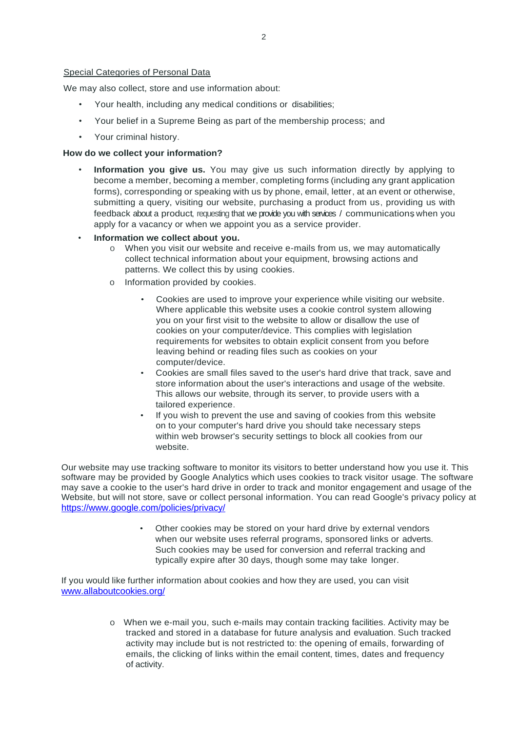Special Categories of Personal Data

We may also collect, store and use information about:

- Your health, including any medical conditions or disabilities;
- Your belief in a Supreme Being as part of the membership process; and
- Your criminal history.

**How do we collect your information?**

- **Information you give us.** You may give us such information directly by applying to become a member, becoming a member, completing forms (including any grant application forms), corresponding or speaking with us by phone, email, letter, at an event or otherwise, submitting a query, visiting our website, purchasing a product from us, providing us with feedback about a product, requesting that we provide you with services / communications, when you apply for a vacancy or when we appoint you as a service provider.
- **Information we collect about you.**
  - When you visit our website and receive e-mails from us, we may automatically collect technical information about your equipment, browsing actions and patterns. We collect this by using cookies.
  - Information provided by cookies.
    - Cookies are used to improve your experience while visiting our website. Where applicable this website uses a cookie control system allowing you on your first visit to the website to allow or disallow the use of cookies on your computer/device. This complies with legislation requirements for websites to obtain explicit consent from you before leaving behind or reading files such as cookies on your computer/device.
    - Cookies are small files saved to the user's hard drive that track, save and store information about the user's interactions and usage of the website. This allows our website, through its server, to provide users with a tailored experience.
    - If you wish to prevent the use and saving of cookies from this website on to your computer's hard drive you should take necessary steps within web browser's security settings to block all cookies from our website.

Our website may use tracking software to monitor its visitors to better understand how you use it. This software may be provided by Google Analytics which uses cookies to track visitor usage. The software may save a cookie to the user's hard drive in order to track and monitor engagement and usage of the Website, but will not store, save or collect personal information. You can read Google's privacy policy at https://www.google.com/policies/privacy/

- Other cookies may be stored on your hard drive by external vendors when our website uses referral programs, sponsored links or adverts. Such cookies may be used for conversion and referral tracking and typically expire after 30 days, though some may take longer.

If you would like further information about cookies and how they are used, you can visit www.allaboutcookies.org/

- When we e-mail you, such e-mails may contain tracking facilities. Activity may be tracked and stored in a database for future analysis and evaluation. Such tracked activity may include but is not restricted to: the opening of emails, forwarding of emails, the clicking of links within the email content, times, dates and frequency of activity.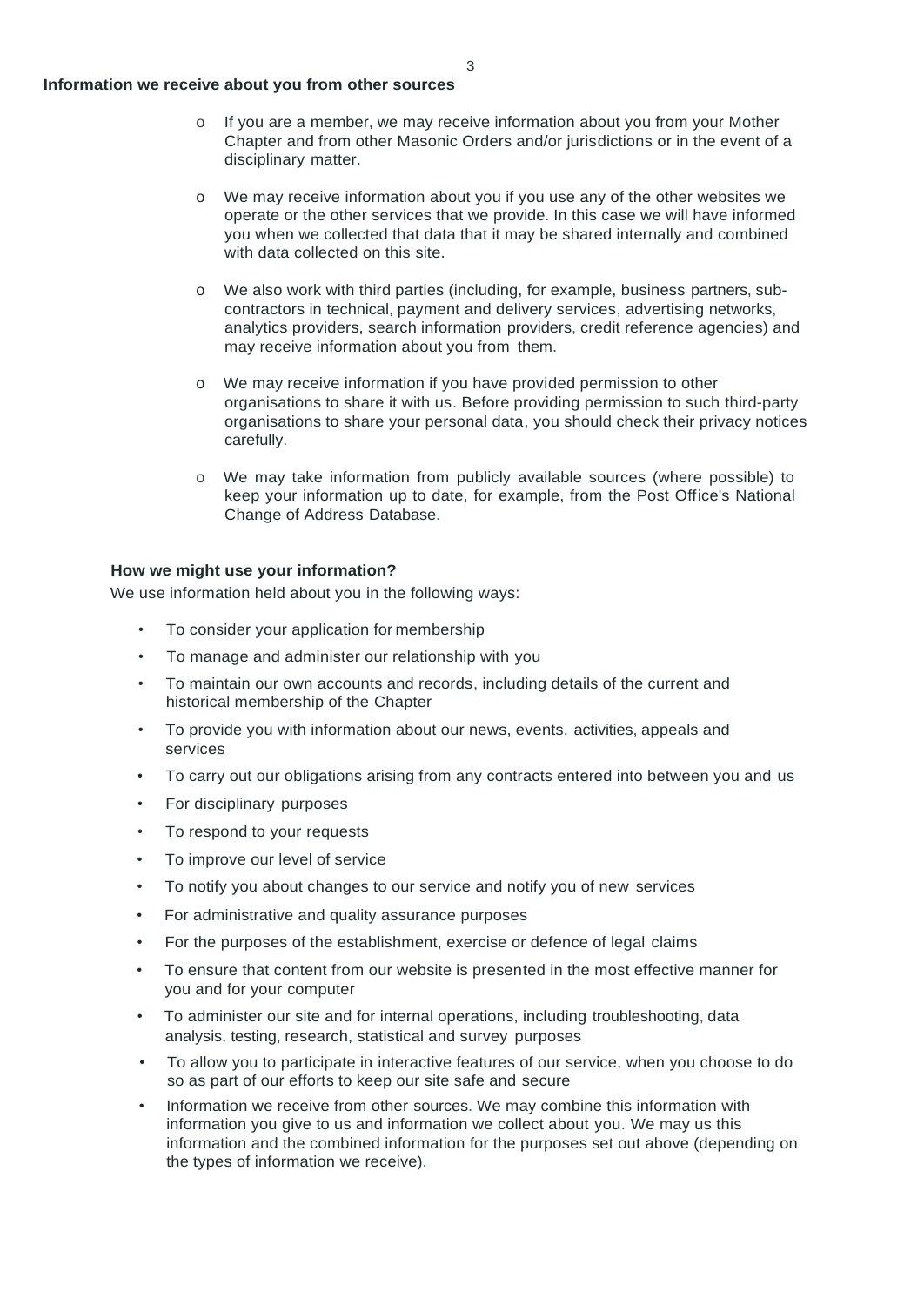**Information we receive about you from other sources**

- If you are a member, we may receive information about you from your Mother Chapter and from other Masonic Orders and/or jurisdictions or in the event of a disciplinary matter.
- We may receive information about you if you use any of the other websites we operate or the other services that we provide. In this case we will have informed you when we collected that data that it may be shared internally and combined with data collected on this site.
- We also work with third parties (including, for example, business partners, sub-contractors in technical, payment and delivery services, advertising networks, analytics providers, search information providers, credit reference agencies) and may receive information about you from them.
- We may receive information if you have provided permission to other organisations to share it with us. Before providing permission to such third-party organisations to share your personal data, you should check their privacy notices carefully.
- We may take information from publicly available sources (where possible) to keep your information up to date, for example, from the Post Office's National Change of Address Database.

**How we might use your information?**

We use information held about you in the following ways:

- To consider your application for membership
- To manage and administer our relationship with you
- To maintain our own accounts and records, including details of the current and historical membership of the Chapter
- To provide you with information about our news, events, activities, appeals and services
- To carry out our obligations arising from any contracts entered into between you and us
- For disciplinary purposes
- To respond to your requests
- To improve our level of service
- To notify you about changes to our service and notify you of new services
- For administrative and quality assurance purposes
- For the purposes of the establishment, exercise or defence of legal claims
- To ensure that content from our website is presented in the most effective manner for you and for your computer
- To administer our site and for internal operations, including troubleshooting, data analysis, testing, research, statistical and survey purposes
- To allow you to participate in interactive features of our service, when you choose to do so as part of our efforts to keep our site safe and secure
- Information we receive from other sources. We may combine this information with information you give to us and information we collect about you. We may us this information and the combined information for the purposes set out above (depending on the types of information we receive).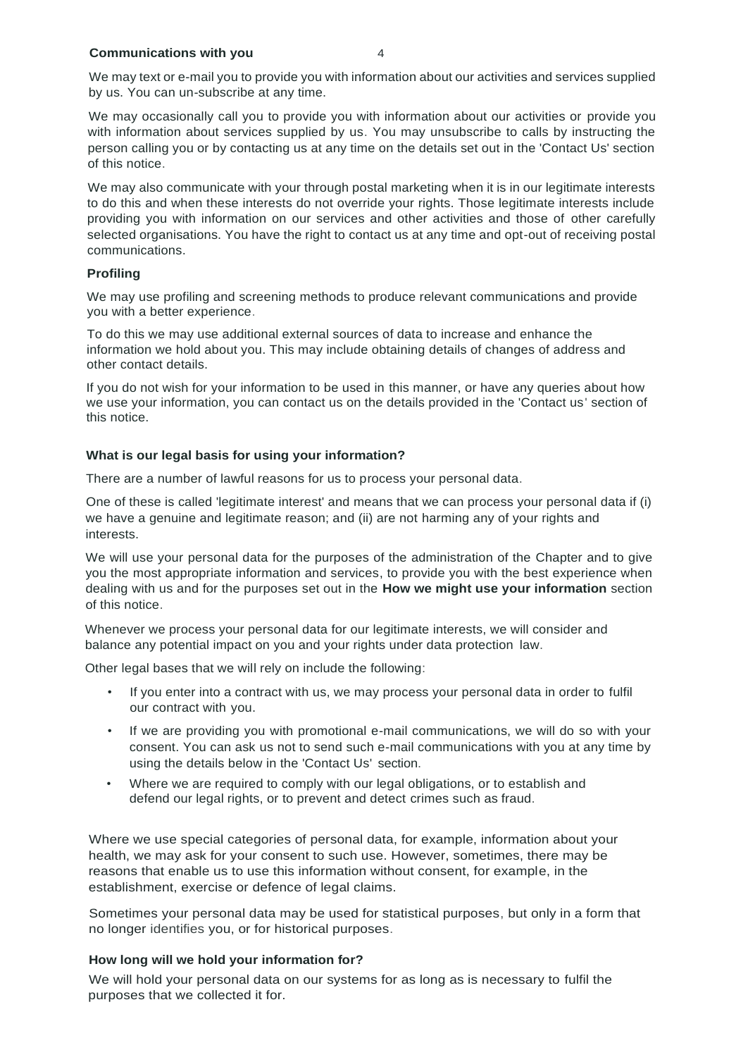**Communications with you**

We may text or e-mail you to provide you with information about our activities and services supplied by us. You can un-subscribe at any time.

We may occasionally call you to provide you with information about our activities or provide you with information about services supplied by us. You may unsubscribe to calls by instructing the person calling you or by contacting us at any time on the details set out in the 'Contact Us' section of this notice.

We may also communicate with your through postal marketing when it is in our legitimate interests to do this and when these interests do not override your rights. Those legitimate interests include providing you with information on our services and other activities and those of other carefully selected organisations. You have the right to contact us at any time and opt-out of receiving postal communications.

**Profiling**

We may use profiling and screening methods to produce relevant communications and provide you with a better experience.

To do this we may use additional external sources of data to increase and enhance the information we hold about you. This may include obtaining details of changes of address and other contact details.

If you do not wish for your information to be used in this manner, or have any queries about how we use your information, you can contact us on the details provided in the 'Contact us' section of this notice.

**What is our legal basis for using your information?**

There are a number of lawful reasons for us to process your personal data.

One of these is called 'legitimate interest' and means that we can process your personal data if (i) we have a genuine and legitimate reason; and (ii) are not harming any of your rights and interests.

We will use your personal data for the purposes of the administration of the Chapter and to give you the most appropriate information and services, to provide you with the best experience when dealing with us and for the purposes set out in the **How we might use your information** section of this notice.

Whenever we process your personal data for our legitimate interests, we will consider and balance any potential impact on you and your rights under data protection law.

Other legal bases that we will rely on include the following:

- If you enter into a contract with us, we may process your personal data in order to fulfil our contract with you.
- If we are providing you with promotional e-mail communications, we will do so with your consent. You can ask us not to send such e-mail communications with you at any time by using the details below in the 'Contact Us' section.
- Where we are required to comply with our legal obligations, or to establish and defend our legal rights, or to prevent and detect crimes such as fraud.

Where we use special categories of personal data, for example, information about your health, we may ask for your consent to such use. However, sometimes, there may be reasons that enable us to use this information without consent, for example, in the establishment, exercise or defence of legal claims.

Sometimes your personal data may be used for statistical purposes, but only in a form that no longer identifies you, or for historical purposes.

**How long will we hold your information for?**

We will hold your personal data on our systems for as long as is necessary to fulfil the purposes that we collected it for.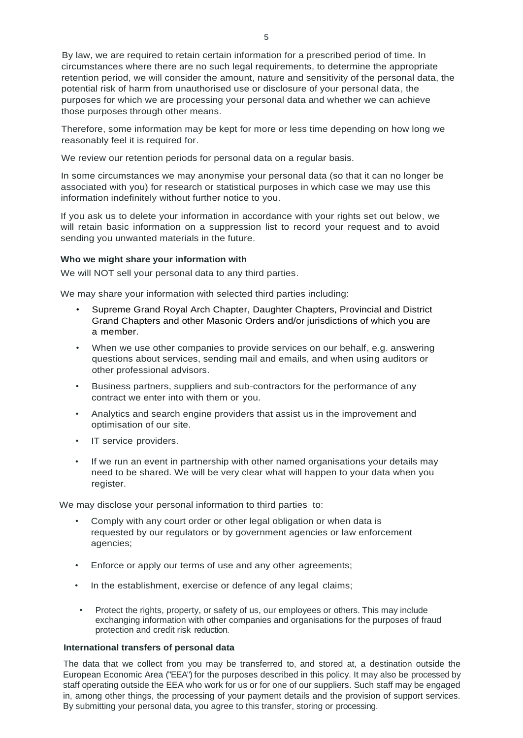By law, we are required to retain certain information for a prescribed period of time. In circumstances where there are no such legal requirements, to determine the appropriate retention period, we will consider the amount, nature and sensitivity of the personal data, the potential risk of harm from unauthorised use or disclosure of your personal data, the purposes for which we are processing your personal data and whether we can achieve those purposes through other means.

Therefore, some information may be kept for more or less time depending on how long we reasonably feel it is required for.

We review our retention periods for personal data on a regular basis.

In some circumstances we may anonymise your personal data (so that it can no longer be associated with you) for research or statistical purposes in which case we may use this information indefinitely without further notice to you.

If you ask us to delete your information in accordance with your rights set out below, we will retain basic information on a suppression list to record your request and to avoid sending you unwanted materials in the future.

**Who we might share your information with**

We will NOT sell your personal data to any third parties.

We may share your information with selected third parties including:

- Supreme Grand Royal Arch Chapter, Daughter Chapters, Provincial and District Grand Chapters and other Masonic Orders and/or jurisdictions of which you are a member.
- When we use other companies to provide services on our behalf, e.g. answering questions about services, sending mail and emails, and when using auditors or other professional advisors.
- Business partners, suppliers and sub-contractors for the performance of any contract we enter into with them or you.
- Analytics and search engine providers that assist us in the improvement and optimisation of our site.
- IT service providers.
- If we run an event in partnership with other named organisations your details may need to be shared. We will be very clear what will happen to your data when you register.

We may disclose your personal information to third parties to:

- Comply with any court order or other legal obligation or when data is requested by our regulators or by government agencies or law enforcement agencies;
- Enforce or apply our terms of use and any other agreements;
- In the establishment, exercise or defence of any legal claims;
- Protect the rights, property, or safety of us, our employees or others. This may include exchanging information with other companies and organisations for the purposes of fraud protection and credit risk reduction.

**International transfers of personal data**

The data that we collect from you may be transferred to, and stored at, a destination outside the European Economic Area ("EEA") for the purposes described in this policy. It may also be processed by staff operating outside the EEA who work for us or for one of our suppliers. Such staff may be engaged in, among other things, the processing of your payment details and the provision of support services. By submitting your personal data, you agree to this transfer, storing or processing.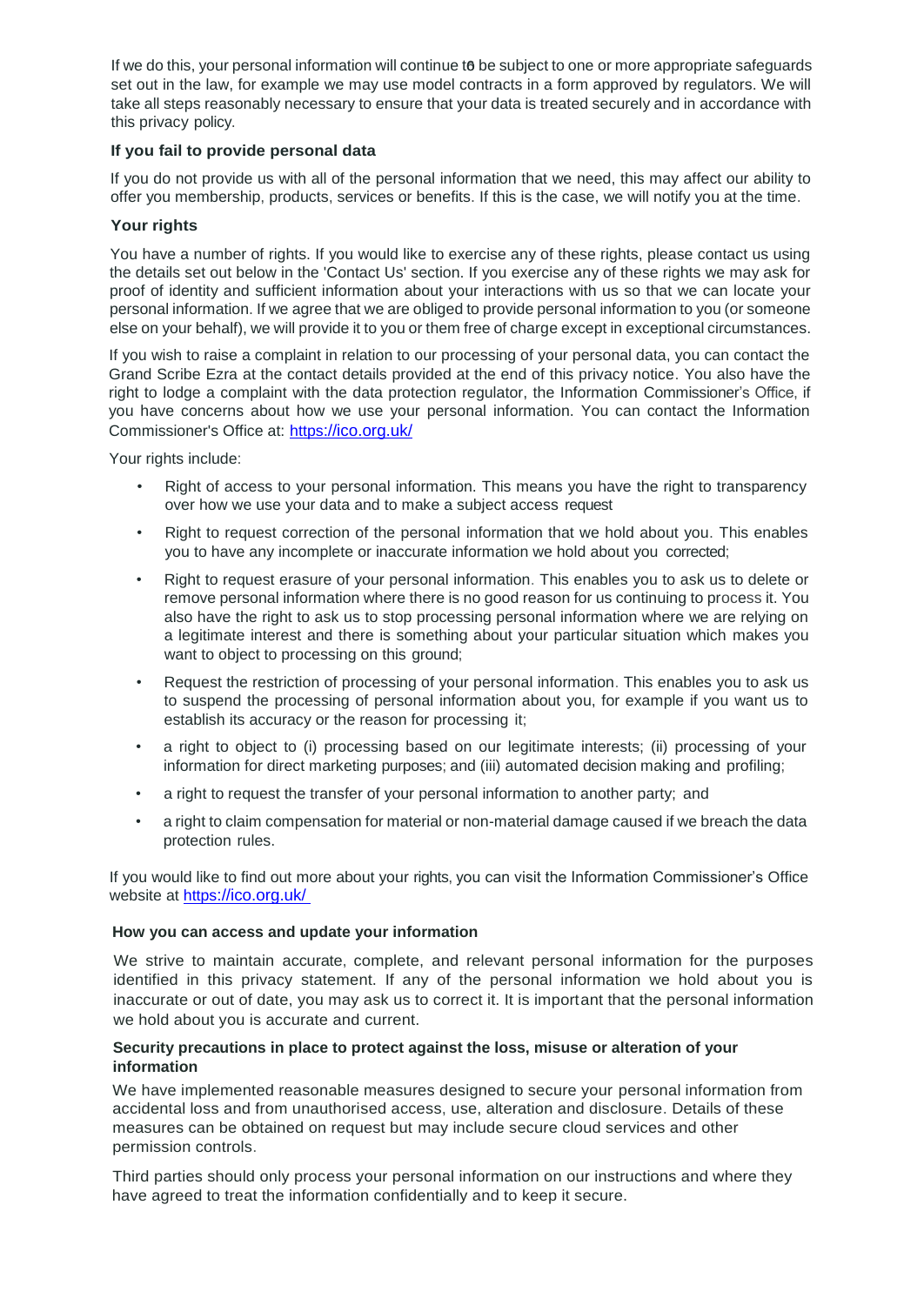If we do this, your personal information will continue to be subject to one or more appropriate safeguards set out in the law, for example we may use model contracts in a form approved by regulators. We will take all steps reasonably necessary to ensure that your data is treated securely and in accordance with this privacy policy.

**If you fail to provide personal data**

If you do not provide us with all of the personal information that we need, this may affect our ability to offer you membership, products, services or benefits. If this is the case, we will notify you at the time.

**Your rights**

You have a number of rights. If you would like to exercise any of these rights, please contact us using the details set out below in the 'Contact Us' section. If you exercise any of these rights we may ask for proof of identity and sufficient information about your interactions with us so that we can locate your personal information. If we agree that we are obliged to provide personal information to you (or someone else on your behalf), we will provide it to you or them free of charge except in exceptional circumstances.

If you wish to raise a complaint in relation to our processing of your personal data, you can contact the Grand Scribe Ezra at the contact details provided at the end of this privacy notice. You also have the right to lodge a complaint with the data protection regulator, the Information Commissioner's Office, if you have concerns about how we use your personal information. You can contact the Information Commissioner's Office at: https://ico.org.uk/

Your rights include:

- Right of access to your personal information. This means you have the right to transparency over how we use your data and to make a subject access request
- Right to request correction of the personal information that we hold about you. This enables you to have any incomplete or inaccurate information we hold about you corrected;
- Right to request erasure of your personal information. This enables you to ask us to delete or remove personal information where there is no good reason for us continuing to process it. You also have the right to ask us to stop processing personal information where we are relying on a legitimate interest and there is something about your particular situation which makes you want to object to processing on this ground;
- Request the restriction of processing of your personal information. This enables you to ask us to suspend the processing of personal information about you, for example if you want us to establish its accuracy or the reason for processing it;
- a right to object to (i) processing based on our legitimate interests; (ii) processing of your information for direct marketing purposes; and (iii) automated decision making and profiling;
- a right to request the transfer of your personal information to another party; and
- a right to claim compensation for material or non-material damage caused if we breach the data protection rules.

If you would like to find out more about your rights, you can visit the Information Commissioner's Office website at https://ico.org.uk/

**How you can access and update your information**

We strive to maintain accurate, complete, and relevant personal information for the purposes identified in this privacy statement. If any of the personal information we hold about you is inaccurate or out of date, you may ask us to correct it. It is important that the personal information we hold about you is accurate and current.

**Security precautions in place to protect against the loss, misuse or alteration of your information**

We have implemented reasonable measures designed to secure your personal information from accidental loss and from unauthorised access, use, alteration and disclosure. Details of these measures can be obtained on request but may include secure cloud services and other permission controls.

Third parties should only process your personal information on our instructions and where they have agreed to treat the information confidentially and to keep it secure.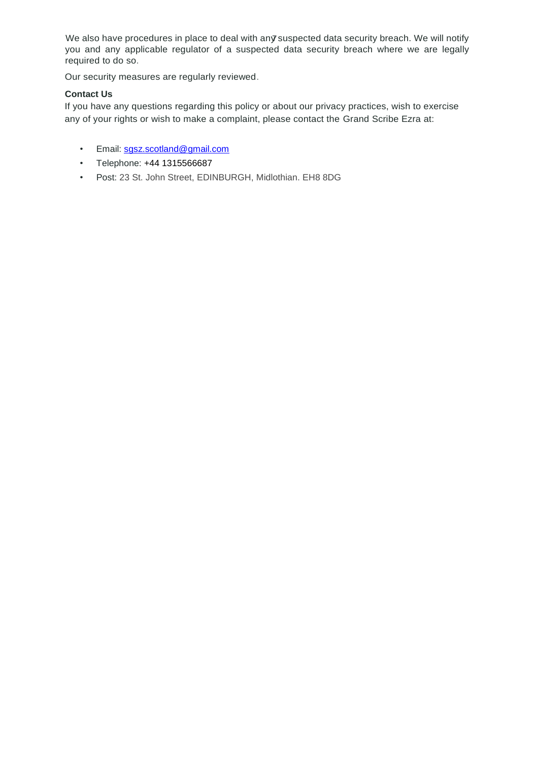We also have procedures in place to deal with any suspected data security breach. We will notify you and any applicable regulator of a suspected data security breach where we are legally required to do so.

Our security measures are regularly reviewed.

**Contact Us**

If you have any questions regarding this policy or about our privacy practices, wish to exercise any of your rights or wish to make a complaint, please contact the Grand Scribe Ezra at:

- Email: sgsz.scotland@gmail.com
- Telephone: +44 1315566687
- Post: 23 St. John Street, EDINBURGH, Midlothian. EH8 8DG